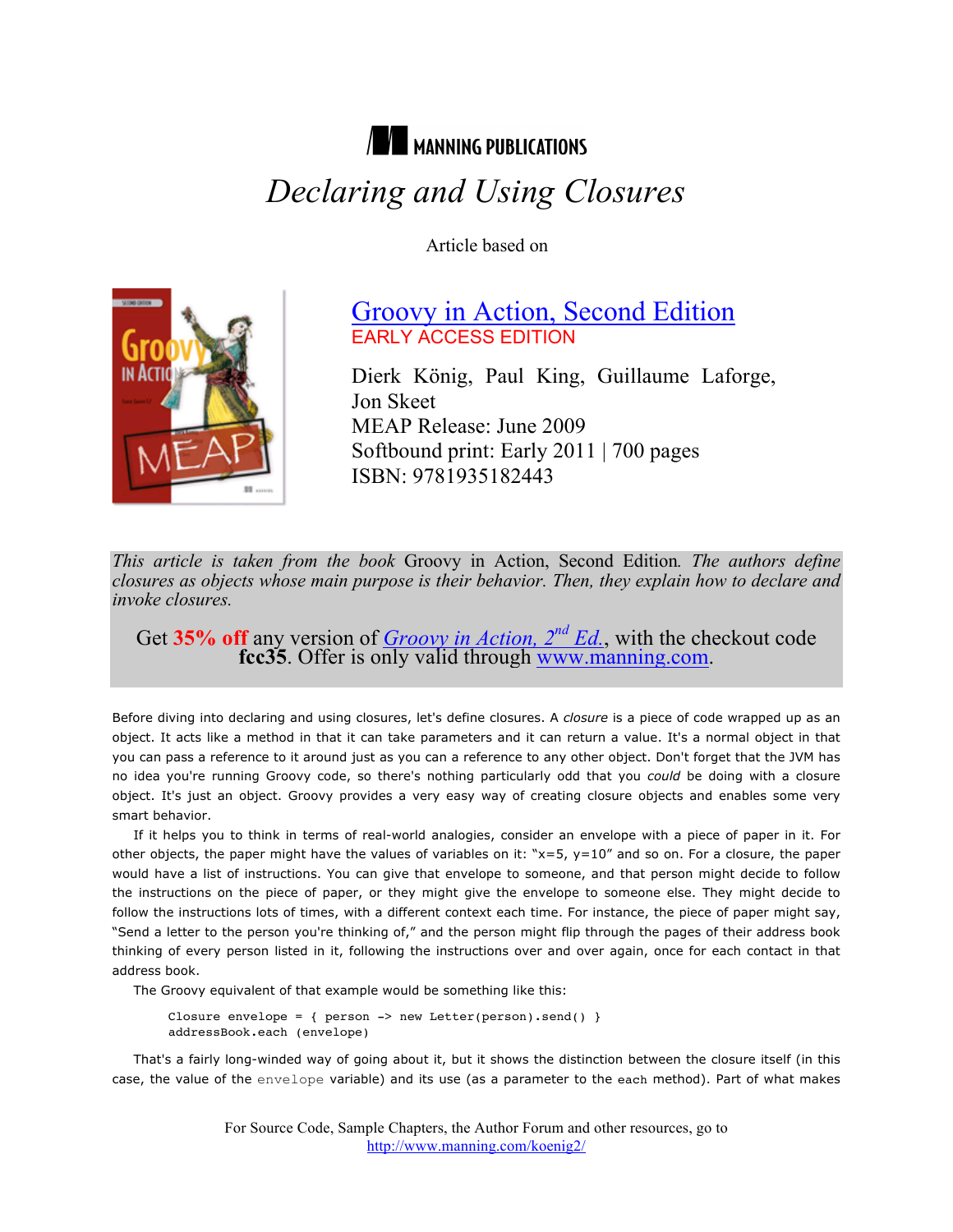MANNING PUBLICATIONS

# *Declaring and Using Closures*

Article based on

**Groovy in Action, Second Edition**
EARLY ACCESS EDITION

Dierk König, Paul King, Guillaume Laforge, Jon Skeet
MEAP Release: June 2009
Softbound print: Early 2011 | 700 pages
ISBN: 9781935182443

*This article is taken from the book* Groovy in Action, Second Edition*. The authors define closures as objects whose main purpose is their behavior. Then, they explain how to declare and invoke closures.*

Get **35% off** any version of *Groovy in Action, 2nd Ed.*, with the checkout code **fcc35**. Offer is only valid through www.manning.com.

Before diving into declaring and using closures, let's define closures. A *closure* is a piece of code wrapped up as an object. It acts like a method in that it can take parameters and it can return a value. It's a normal object in that you can pass a reference to it around just as you can a reference to any other object. Don't forget that the JVM has no idea you're running Groovy code, so there's nothing particularly odd that you *could* be doing with a closure object. It's just an object. Groovy provides a very easy way of creating closure objects and enables some very smart behavior.

If it helps you to think in terms of real-world analogies, consider an envelope with a piece of paper in it. For other objects, the paper might have the values of variables on it: "x=5, y=10" and so on. For a closure, the paper would have a list of instructions. You can give that envelope to someone, and that person might decide to follow the instructions on the piece of paper, or they might give the envelope to someone else. They might decide to follow the instructions lots of times, with a different context each time. For instance, the piece of paper might say, "Send a letter to the person you're thinking of," and the person might flip through the pages of their address book thinking of every person listed in it, following the instructions over and over again, once for each contact in that address book.

The Groovy equivalent of that example would be something like this:

```
Closure envelope = { person -> new Letter(person).send() }
addressBook.each (envelope)
```

That's a fairly long-winded way of going about it, but it shows the distinction between the closure itself (in this case, the value of the `envelope` variable) and its use (as a parameter to the `each` method). Part of what makes

For Source Code, Sample Chapters, the Author Forum and other resources, go to
http://www.manning.com/koenig2/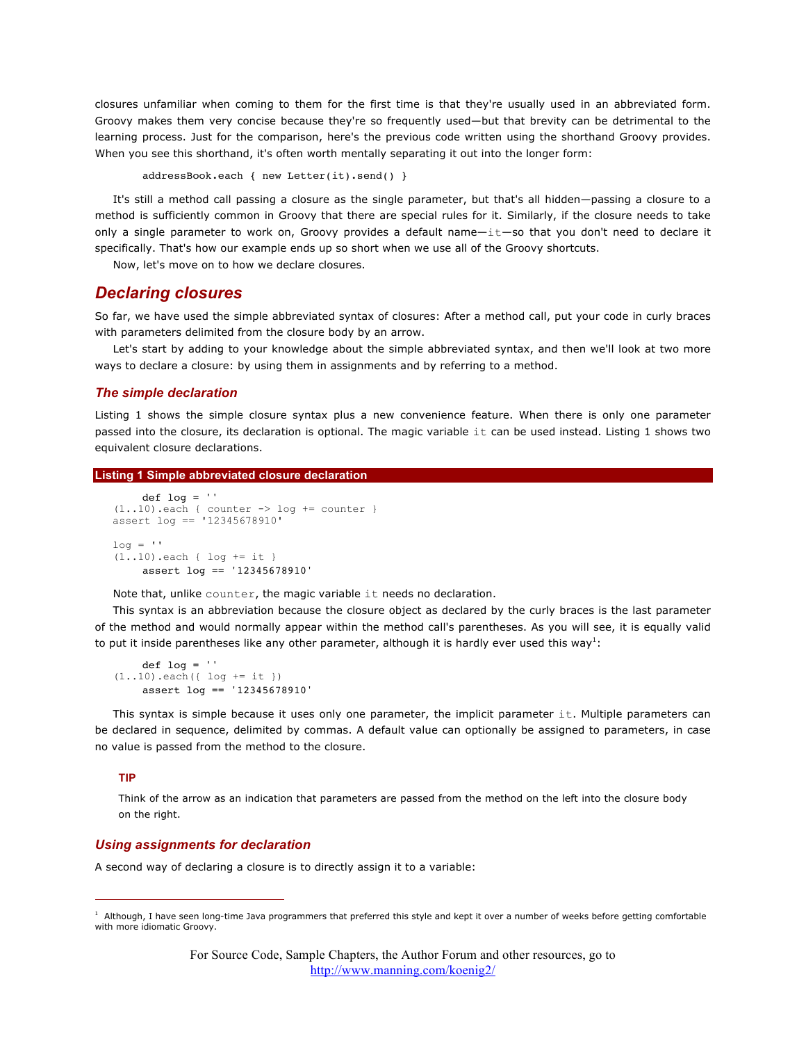closures unfamiliar when coming to them for the first time is that they're usually used in an abbreviated form. Groovy makes them very concise because they're so frequently used—but that brevity can be detrimental to the learning process. Just for the comparison, here's the previous code written using the shorthand Groovy provides. When you see this shorthand, it's often worth mentally separating it out into the longer form:

```
addressBook.each { new Letter(it).send() }
```

It's still a method call passing a closure as the single parameter, but that's all hidden—passing a closure to a method is sufficiently common in Groovy that there are special rules for it. Similarly, if the closure needs to take only a single parameter to work on, Groovy provides a default name—`it`—so that you don't need to declare it specifically. That's how our example ends up so short when we use all of the Groovy shortcuts.

Now, let's move on to how we declare closures.

## Declaring closures

So far, we have used the simple abbreviated syntax of closures: After a method call, put your code in curly braces with parameters delimited from the closure body by an arrow.

Let's start by adding to your knowledge about the simple abbreviated syntax, and then we'll look at two more ways to declare a closure: by using them in assignments and by referring to a method.

### The simple declaration

Listing 1 shows the simple closure syntax plus a new convenience feature. When there is only one parameter passed into the closure, its declaration is optional. The magic variable `it` can be used instead. Listing 1 shows two equivalent closure declarations.

**Listing 1 Simple abbreviated closure declaration**

```
def log = ''
(1..10).each { counter -> log += counter }
assert log == '12345678910'

log = ''
(1..10).each { log += it }
assert log == '12345678910'
```

Note that, unlike `counter`, the magic variable `it` needs no declaration.

This syntax is an abbreviation because the closure object as declared by the curly braces is the last parameter of the method and would normally appear within the method call's parentheses. As you will see, it is equally valid to put it inside parentheses like any other parameter, although it is hardly ever used this way[1]:

```
def log = ''
(1..10).each({ log += it })
assert log == '12345678910'
```

This syntax is simple because it uses only one parameter, the implicit parameter `it`. Multiple parameters can be declared in sequence, delimited by commas. A default value can optionally be assigned to parameters, in case no value is passed from the method to the closure.

> **TIP**
>
> Think of the arrow as an indication that parameters are passed from the method on the left into the closure body on the right.

### Using assignments for declaration

A second way of declaring a closure is to directly assign it to a variable:

---

[1] Although, I have seen long-time Java programmers that preferred this style and kept it over a number of weeks before getting comfortable with more idiomatic Groovy.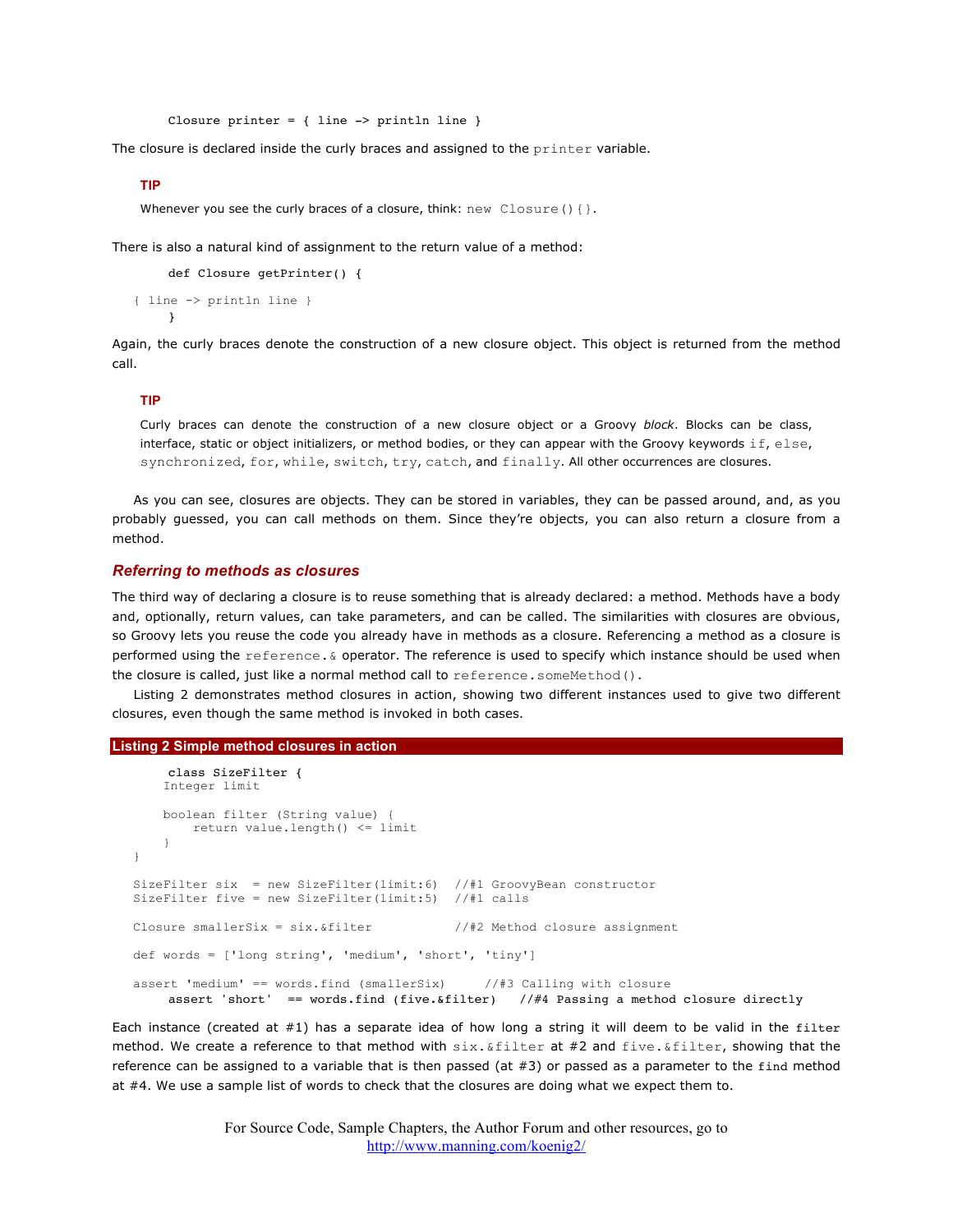```
Closure printer = { line -> println line }
```

The closure is declared inside the curly braces and assigned to the `printer` variable.

> **TIP**
>
> Whenever you see the curly braces of a closure, think: `new Closure(){}`.

There is also a natural kind of assignment to the return value of a method:

```
def Closure getPrinter() {
    { line -> println line }
}
```

Again, the curly braces denote the construction of a new closure object. This object is returned from the method call.

> **TIP**
>
> Curly braces can denote the construction of a new closure object or a Groovy *block*. Blocks can be class, interface, static or object initializers, or method bodies, or they can appear with the Groovy keywords `if`, `else`, `synchronized`, `for`, `while`, `switch`, `try`, `catch`, and `finally`. All other occurrences are closures.

As you can see, closures are objects. They can be stored in variables, they can be passed around, and, as you probably guessed, you can call methods on them. Since they're objects, you can also return a closure from a method.

### *Referring to methods as closures*

The third way of declaring a closure is to reuse something that is already declared: a method. Methods have a body and, optionally, return values, can take parameters, and can be called. The similarities with closures are obvious, so Groovy lets you reuse the code you already have in methods as a closure. Referencing a method as a closure is performed using the `reference.&` operator. The reference is used to specify which instance should be used when the closure is called, just like a normal method call to `reference.someMethod()`.

Listing 2 demonstrates method closures in action, showing two different instances used to give two different closures, even though the same method is invoked in both cases.

**Listing 2 Simple method closures in action**

```
class SizeFilter {
    Integer limit

    boolean filter (String value) {
        return value.length() <= limit
    }
}

SizeFilter six  = new SizeFilter(limit:6)  //#1 GroovyBean constructor
SizeFilter five = new SizeFilter(limit:5)  //#1 calls

Closure smallerSix = six.&filter           //#2 Method closure assignment

def words = ['long string', 'medium', 'short', 'tiny']

assert 'medium' == words.find (smallerSix)     //#3 Calling with closure
assert 'short'  == words.find (five.&filter)   //#4 Passing a method closure directly
```

Each instance (created at #1) has a separate idea of how long a string it will deem to be valid in the `filter` method. We create a reference to that method with `six.&filter` at #2 and `five.&filter`, showing that the reference can be assigned to a variable that is then passed (at #3) or passed as a parameter to the `find` method at #4. We use a sample list of words to check that the closures are doing what we expect them to.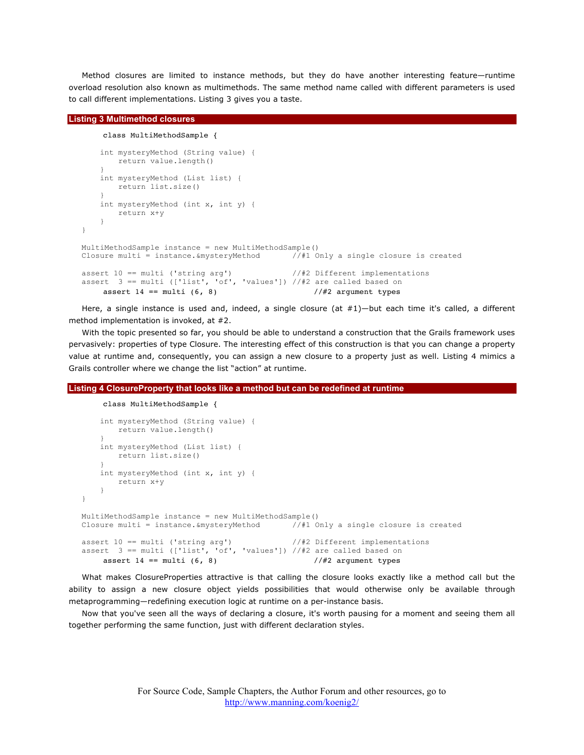Method closures are limited to instance methods, but they do have another interesting feature—runtime overload resolution also known as multimethods. The same method name called with different parameters is used to call different implementations. Listing 3 gives you a taste.

**Listing 3 Multimethod closures**

```
class MultiMethodSample {

    int mysteryMethod (String value) {
        return value.length()
    }
    int mysteryMethod (List list) {
        return list.size()
    }
    int mysteryMethod (int x, int y) {
        return x+y
    }
}

MultiMethodSample instance = new MultiMethodSample()
Closure multi = instance.&mysteryMethod       //#1 Only a single closure is created

assert 10 == multi ('string arg')             //#2 Different implementations
assert  3 == multi (['list', 'of', 'values']) //#2 are called based on
assert 14 == multi (6, 8)                     //#2 argument types
```

Here, a single instance is used and, indeed, a single closure (at #1)—but each time it's called, a different method implementation is invoked, at #2.

With the topic presented so far, you should be able to understand a construction that the Grails framework uses pervasively: properties of type Closure. The interesting effect of this construction is that you can change a property value at runtime and, consequently, you can assign a new closure to a property just as well. Listing 4 mimics a Grails controller where we change the list "action" at runtime.

**Listing 4 ClosureProperty that looks like a method but can be redefined at runtime**

```
class MultiMethodSample {

    int mysteryMethod (String value) {
        return value.length()
    }
    int mysteryMethod (List list) {
        return list.size()
    }
    int mysteryMethod (int x, int y) {
        return x+y
    }
}

MultiMethodSample instance = new MultiMethodSample()
Closure multi = instance.&mysteryMethod       //#1 Only a single closure is created

assert 10 == multi ('string arg')             //#2 Different implementations
assert  3 == multi (['list', 'of', 'values']) //#2 are called based on
assert 14 == multi (6, 8)                     //#2 argument types
```

What makes ClosureProperties attractive is that calling the closure looks exactly like a method call but the ability to assign a new closure object yields possibilities that would otherwise only be available through metaprogramming—redefining execution logic at runtime on a per-instance basis.

Now that you've seen all the ways of declaring a closure, it's worth pausing for a moment and seeing them all together performing the same function, just with different declaration styles.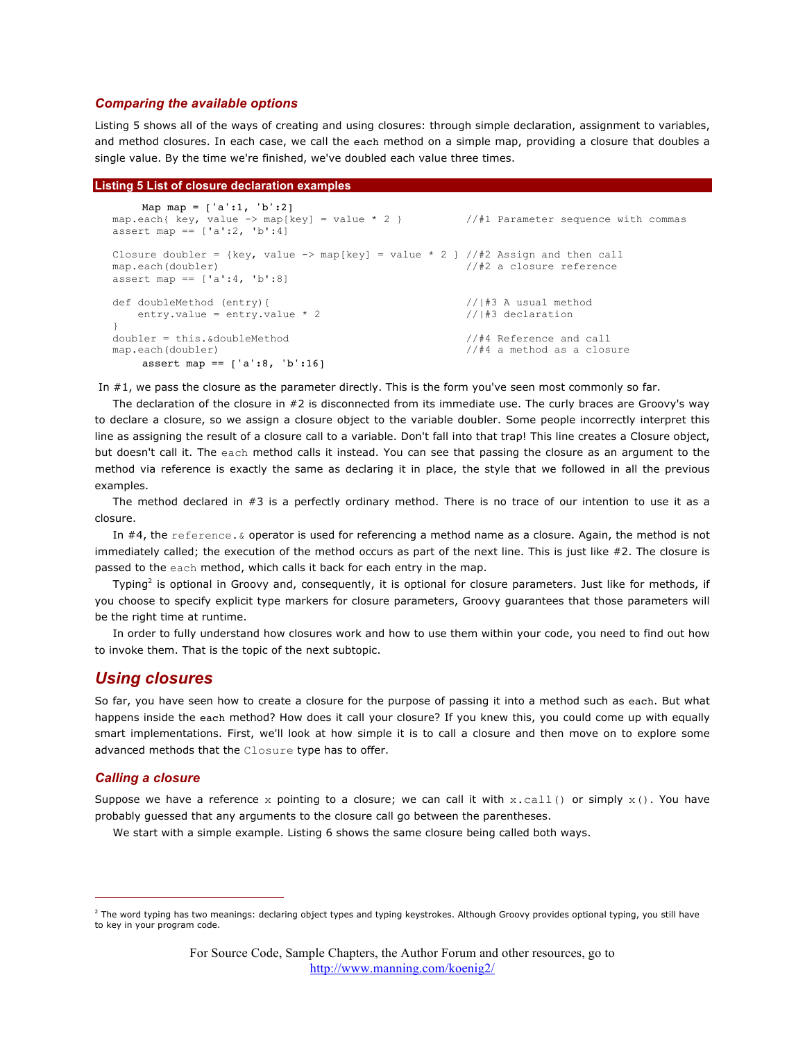### Comparing the available options

Listing 5 shows all of the ways of creating and using closures: through simple declaration, assignment to variables, and method closures. In each case, we call the `each` method on a simple map, providing a closure that doubles a single value. By the time we're finished, we've doubled each value three times.

**Listing 5 List of closure declaration examples**

```
    Map map = ['a':1, 'b':2]
map.each{ key, value -> map[key] = value * 2 }           //#1 Parameter sequence with commas
assert map == ['a':2, 'b':4]

Closure doubler = {key, value -> map[key] = value * 2 } //#2 Assign and then call
map.each(doubler)                                        //#2 a closure reference
assert map == ['a':4, 'b':8]

def doubleMethod (entry){                                //|#3 A usual method
    entry.value = entry.value * 2                        //|#3 declaration
}
doubler = this.&doubleMethod                             //#4 Reference and call
map.each(doubler)                                        //#4 a method as a closure
    assert map == ['a':8, 'b':16]
```

In #1, we pass the closure as the parameter directly. This is the form you've seen most commonly so far.

The declaration of the closure in #2 is disconnected from its immediate use. The curly braces are Groovy's way to declare a closure, so we assign a closure object to the variable doubler. Some people incorrectly interpret this line as assigning the result of a closure call to a variable. Don't fall into that trap! This line creates a Closure object, but doesn't call it. The `each` method calls it instead. You can see that passing the closure as an argument to the method via reference is exactly the same as declaring it in place, the style that we followed in all the previous examples.

The method declared in #3 is a perfectly ordinary method. There is no trace of our intention to use it as a closure.

In #4, the `reference.&` operator is used for referencing a method name as a closure. Again, the method is not immediately called; the execution of the method occurs as part of the next line. This is just like #2. The closure is passed to the `each` method, which calls it back for each entry in the map.

Typing[2] is optional in Groovy and, consequently, it is optional for closure parameters. Just like for methods, if you choose to specify explicit type markers for closure parameters, Groovy guarantees that those parameters will be the right time at runtime.

In order to fully understand how closures work and how to use them within your code, you need to find out how to invoke them. That is the topic of the next subtopic.

## Using closures

So far, you have seen how to create a closure for the purpose of passing it into a method such as `each`. But what happens inside the `each` method? How does it call your closure? If you knew this, you could come up with equally smart implementations. First, we'll look at how simple it is to call a closure and then move on to explore some advanced methods that the `Closure` type has to offer.

### Calling a closure

Suppose we have a reference `x` pointing to a closure; we can call it with `x.call()` or simply `x()`. You have probably guessed that any arguments to the closure call go between the parentheses.

We start with a simple example. Listing 6 shows the same closure being called both ways.

---

[2] The word typing has two meanings: declaring object types and typing keystrokes. Although Groovy provides optional typing, you still have to key in your program code.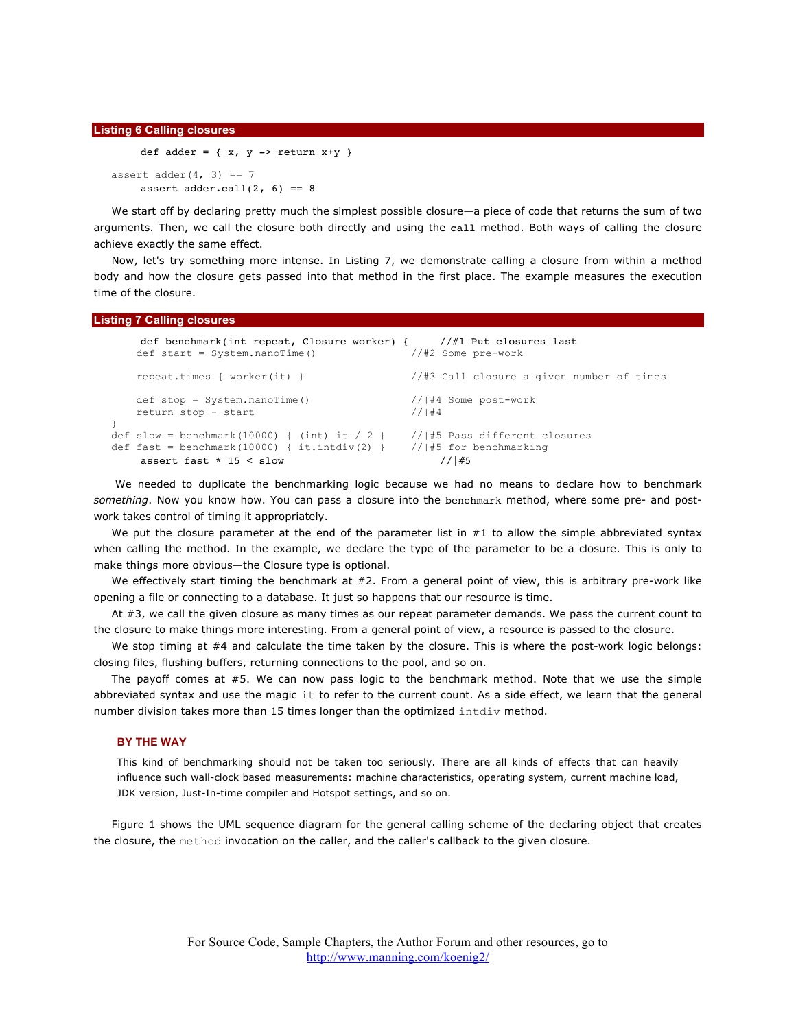**Listing 6 Calling closures**

```
def adder = { x, y -> return x+y }

assert adder(4, 3) == 7
assert adder.call(2, 6) == 8
```

We start off by declaring pretty much the simplest possible closure—a piece of code that returns the sum of two arguments. Then, we call the closure both directly and using the `call` method. Both ways of calling the closure achieve exactly the same effect.

Now, let's try something more intense. In Listing 7, we demonstrate calling a closure from within a method body and how the closure gets passed into that method in the first place. The example measures the execution time of the closure.

**Listing 7 Calling closures**

```
def benchmark(int repeat, Closure worker) {     //#1 Put closures last
    def start = System.nanoTime()               //#2 Some pre-work

    repeat.times { worker(it) }                 //#3 Call closure a given number of times

    def stop = System.nanoTime()                //|#4 Some post-work
    return stop - start                         //|#4
}
def slow = benchmark(10000) { (int) it / 2 }    //|#5 Pass different closures
def fast = benchmark(10000) { it.intdiv(2) }    //|#5 for benchmarking
assert fast * 15 < slow                         //|#5
```

We needed to duplicate the benchmarking logic because we had no means to declare how to benchmark *something*. Now you know how. You can pass a closure into the `benchmark` method, where some pre- and post-work takes control of timing it appropriately.

We put the closure parameter at the end of the parameter list in #1 to allow the simple abbreviated syntax when calling the method. In the example, we declare the type of the parameter to be a closure. This is only to make things more obvious—the Closure type is optional.

We effectively start timing the benchmark at #2. From a general point of view, this is arbitrary pre-work like opening a file or connecting to a database. It just so happens that our resource is time.

At #3, we call the given closure as many times as our repeat parameter demands. We pass the current count to the closure to make things more interesting. From a general point of view, a resource is passed to the closure.

We stop timing at #4 and calculate the time taken by the closure. This is where the post-work logic belongs: closing files, flushing buffers, returning connections to the pool, and so on.

The payoff comes at #5. We can now pass logic to the benchmark method. Note that we use the simple abbreviated syntax and use the magic `it` to refer to the current count. As a side effect, we learn that the general number division takes more than 15 times longer than the optimized `intdiv` method.

**BY THE WAY**

This kind of benchmarking should not be taken too seriously. There are all kinds of effects that can heavily influence such wall-clock based measurements: machine characteristics, operating system, current machine load, JDK version, Just-In-time compiler and Hotspot settings, and so on.

Figure 1 shows the UML sequence diagram for the general calling scheme of the declaring object that creates the closure, the `method` invocation on the caller, and the caller's callback to the given closure.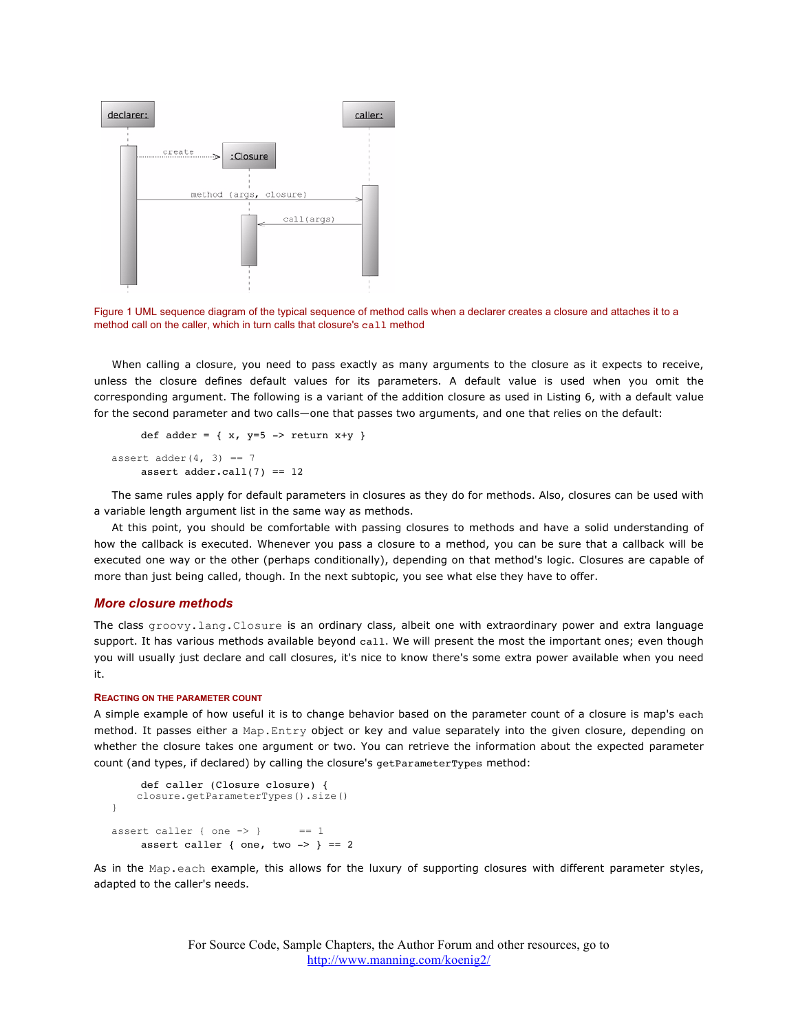Figure 1 UML sequence diagram of the typical sequence of method calls when a declarer creates a closure and attaches it to a method call on the caller, which in turn calls that closure's `call` method

When calling a closure, you need to pass exactly as many arguments to the closure as it expects to receive, unless the closure defines default values for its parameters. A default value is used when you omit the corresponding argument. The following is a variant of the addition closure as used in Listing 6, with a default value for the second parameter and two calls—one that passes two arguments, and one that relies on the default:

```
def adder = { x, y=5 -> return x+y }

assert adder(4, 3) == 7
assert adder.call(7) == 12
```

The same rules apply for default parameters in closures as they do for methods. Also, closures can be used with a variable length argument list in the same way as methods.

At this point, you should be comfortable with passing closures to methods and have a solid understanding of how the callback is executed. Whenever you pass a closure to a method, you can be sure that a callback will be executed one way or the other (perhaps conditionally), depending on that method's logic. Closures are capable of more than just being called, though. In the next subtopic, you see what else they have to offer.

## More closure methods

The class `groovy.lang.Closure` is an ordinary class, albeit one with extraordinary power and extra language support. It has various methods available beyond `call`. We will present the most the important ones; even though you will usually just declare and call closures, it's nice to know there's some extra power available when you need it.

### Reacting on the parameter count

A simple example of how useful it is to change behavior based on the parameter count of a closure is map's `each` method. It passes either a `Map.Entry` object or key and value separately into the given closure, depending on whether the closure takes one argument or two. You can retrieve the information about the expected parameter count (and types, if declared) by calling the closure's `getParameterTypes` method:

```
def caller (Closure closure) {
    closure.getParameterTypes().size()
}

assert caller { one -> }       == 1
assert caller { one, two -> } == 2
```

As in the `Map.each` example, this allows for the luxury of supporting closures with different parameter styles, adapted to the caller's needs.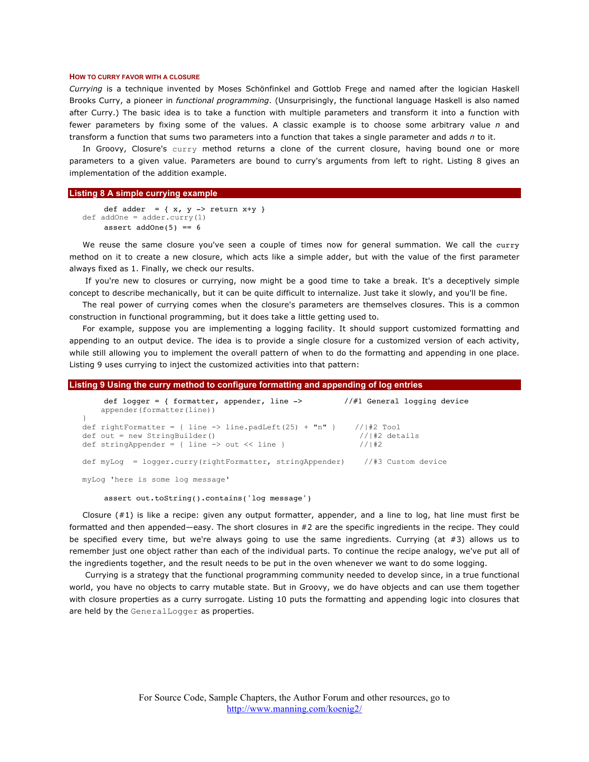### HOW TO CURRY FAVOR WITH A CLOSURE

*Currying* is a technique invented by Moses Schönfinkel and Gottlob Frege and named after the logician Haskell Brooks Curry, a pioneer in *functional programming*. (Unsurprisingly, the functional language Haskell is also named after Curry.) The basic idea is to take a function with multiple parameters and transform it into a function with fewer parameters by fixing some of the values. A classic example is to choose some arbitrary value *n* and transform a function that sums two parameters into a function that takes a single parameter and adds *n* to it.

In Groovy, Closure's `curry` method returns a clone of the current closure, having bound one or more parameters to a given value. Parameters are bound to curry's arguments from left to right. Listing 8 gives an implementation of the addition example.

**Listing 8 A simple currying example**

```
def adder  = { x, y -> return x+y }
def addOne = adder.curry(1)
assert addOne(5) == 6
```

We reuse the same closure you've seen a couple of times now for general summation. We call the `curry` method on it to create a new closure, which acts like a simple adder, but with the value of the first parameter always fixed as 1. Finally, we check our results.

If you're new to closures or currying, now might be a good time to take a break. It's a deceptively simple concept to describe mechanically, but it can be quite difficult to internalize. Just take it slowly, and you'll be fine.

The real power of currying comes when the closure's parameters are themselves closures. This is a common construction in functional programming, but it does take a little getting used to.

For example, suppose you are implementing a logging facility. It should support customized formatting and appending to an output device. The idea is to provide a single closure for a customized version of each activity, while still allowing you to implement the overall pattern of when to do the formatting and appending in one place. Listing 9 uses currying to inject the customized activities into that pattern:

**Listing 9 Using the curry method to configure formatting and appending of log entries**

```
def logger = { formatter, appender, line ->         //#1 General logging device
    appender(formatter(line))
}
def rightFormatter = { line -> line.padLeft(25) + "n" }    //|#2 Tool
def out = new StringBuilder()                               //|#2 details
def stringAppender = { line -> out << line }                //|#2

def myLog  = logger.curry(rightFormatter, stringAppender)    //#3 Custom device

myLog 'here is some log message'

assert out.toString().contains('log message')
```

Closure (#1) is like a recipe: given any output formatter, appender, and a line to log, hat line must first be formatted and then appended—easy. The short closures in #2 are the specific ingredients in the recipe. They could be specified every time, but we're always going to use the same ingredients. Currying (at #3) allows us to remember just one object rather than each of the individual parts. To continue the recipe analogy, we've put all of the ingredients together, and the result needs to be put in the oven whenever we want to do some logging.

Currying is a strategy that the functional programming community needed to develop since, in a true functional world, you have no objects to carry mutable state. But in Groovy, we do have objects and can use them together with closure properties as a curry surrogate. Listing 10 puts the formatting and appending logic into closures that are held by the `GeneralLogger` as properties.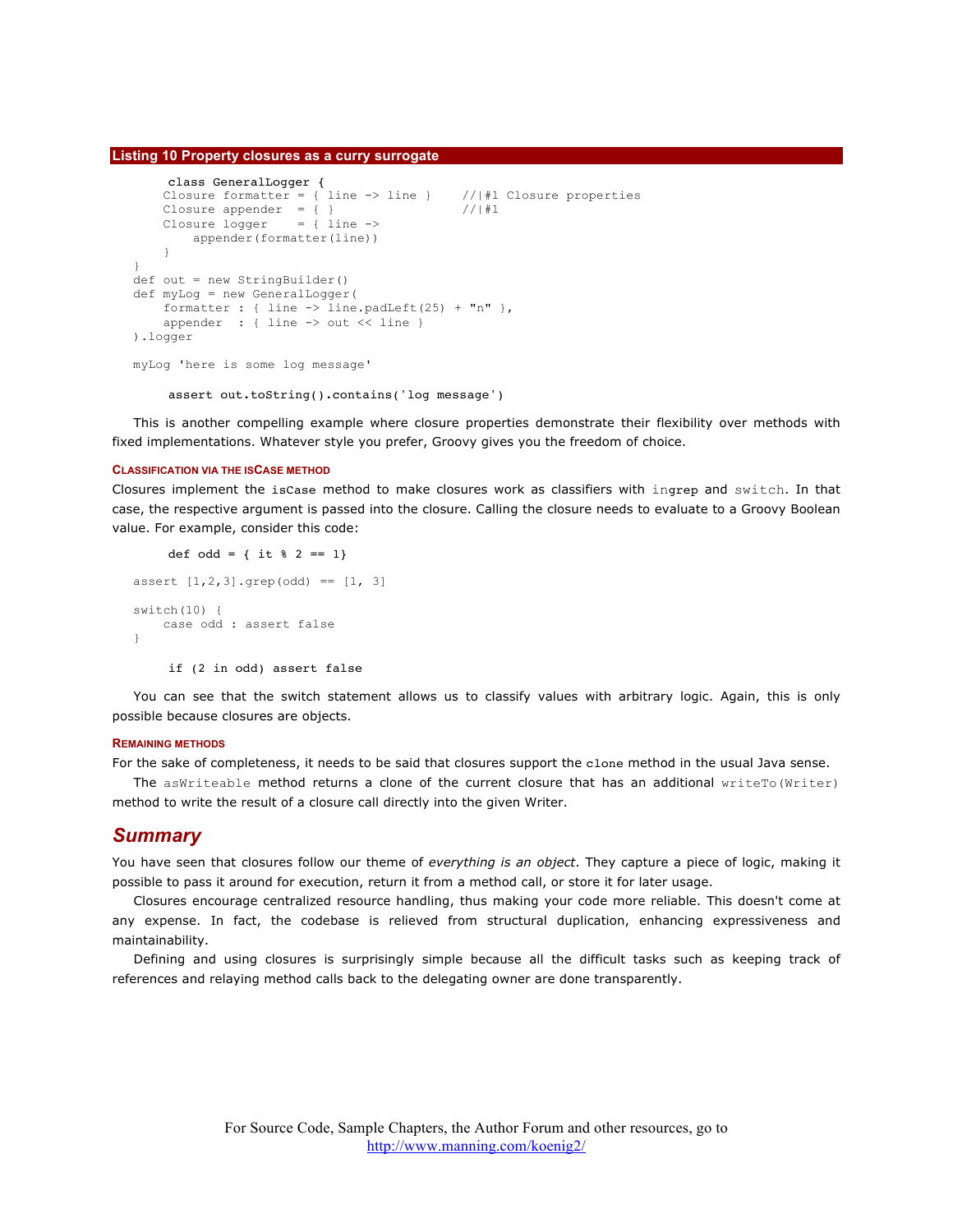**Listing 10 Property closures as a curry surrogate**

```
class GeneralLogger {
    Closure formatter = { line -> line }    //|#1 Closure properties
    Closure appender  = { }                 //|#1
    Closure logger    = { line ->
        appender(formatter(line))
    }
}
def out = new StringBuilder()
def myLog = new GeneralLogger(
    formatter : { line -> line.padLeft(25) + "n" },
    appender  : { line -> out << line }
).logger

myLog 'here is some log message'

assert out.toString().contains('log message')
```

This is another compelling example where closure properties demonstrate their flexibility over methods with fixed implementations. Whatever style you prefer, Groovy gives you the freedom of choice.

#### Classification via the isCase method

Closures implement the `isCase` method to make closures work as classifiers with `ingrep` and `switch`. In that case, the respective argument is passed into the closure. Calling the closure needs to evaluate to a Groovy Boolean value. For example, consider this code:

```
def odd = { it % 2 == 1}

assert [1,2,3].grep(odd) == [1, 3]

switch(10) {
    case odd : assert false
}

if (2 in odd) assert false
```

You can see that the switch statement allows us to classify values with arbitrary logic. Again, this is only possible because closures are objects.

#### Remaining methods

For the sake of completeness, it needs to be said that closures support the `clone` method in the usual Java sense.

The `asWriteable` method returns a clone of the current closure that has an additional `writeTo(Writer)` method to write the result of a closure call directly into the given Writer.

## Summary

You have seen that closures follow our theme of *everything is an object*. They capture a piece of logic, making it possible to pass it around for execution, return it from a method call, or store it for later usage.

Closures encourage centralized resource handling, thus making your code more reliable. This doesn't come at any expense. In fact, the codebase is relieved from structural duplication, enhancing expressiveness and maintainability.

Defining and using closures is surprisingly simple because all the difficult tasks such as keeping track of references and relaying method calls back to the delegating owner are done transparently.